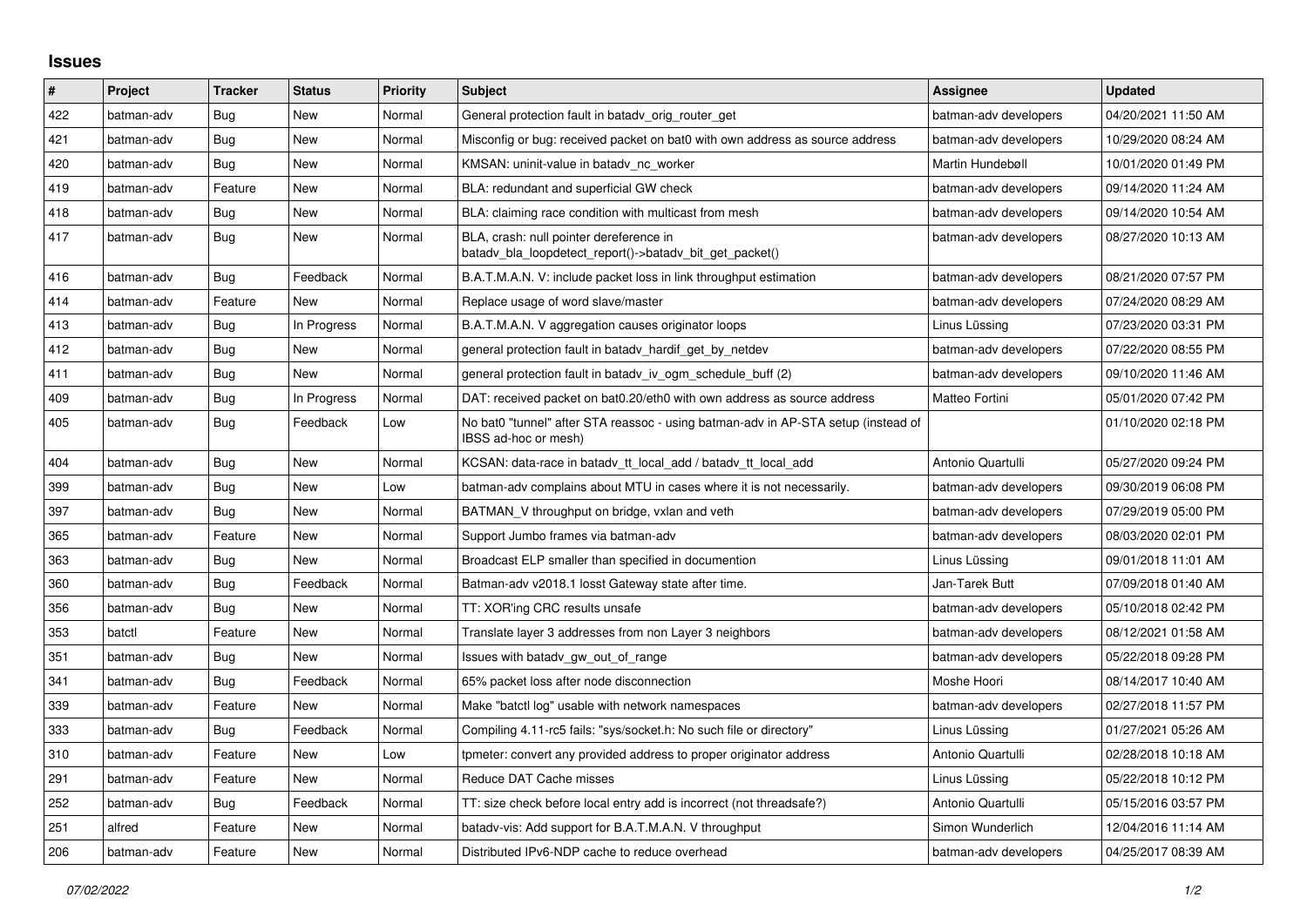# Issues

| # | Project | Tracker | Status | Priority | Subject | Assignee | Updated |
|---|---|---|---|---|---|---|---|
| 422 | batman-adv | Bug | New | Normal | General protection fault in batadv_orig_router_get | batman-adv developers | 04/20/2021 11:50 AM |
| 421 | batman-adv | Bug | New | Normal | Misconfig or bug: received packet on bat0 with own address as source address | batman-adv developers | 10/29/2020 08:24 AM |
| 420 | batman-adv | Bug | New | Normal | KMSAN: uninit-value in batadv_nc_worker | Martin Hundebøll | 10/01/2020 01:49 PM |
| 419 | batman-adv | Feature | New | Normal | BLA: redundant and superficial GW check | batman-adv developers | 09/14/2020 11:24 AM |
| 418 | batman-adv | Bug | New | Normal | BLA: claiming race condition with multicast from mesh | batman-adv developers | 09/14/2020 10:54 AM |
| 417 | batman-adv | Bug | New | Normal | BLA, crash: null pointer dereference in batadv_bla_loopdetect_report()->batadv_bit_get_packet() | batman-adv developers | 08/27/2020 10:13 AM |
| 416 | batman-adv | Bug | Feedback | Normal | B.A.T.M.A.N. V: include packet loss in link throughput estimation | batman-adv developers | 08/21/2020 07:57 PM |
| 414 | batman-adv | Feature | New | Normal | Replace usage of word slave/master | batman-adv developers | 07/24/2020 08:29 AM |
| 413 | batman-adv | Bug | In Progress | Normal | B.A.T.M.A.N. V aggregation causes originator loops | Linus Lüssing | 07/23/2020 03:31 PM |
| 412 | batman-adv | Bug | New | Normal | general protection fault in batadv_hardif_get_by_netdev | batman-adv developers | 07/22/2020 08:55 PM |
| 411 | batman-adv | Bug | New | Normal | general protection fault in batadv_iv_ogm_schedule_buff (2) | batman-adv developers | 09/10/2020 11:46 AM |
| 409 | batman-adv | Bug | In Progress | Normal | DAT: received packet on bat0.20/eth0 with own address as source address | Matteo Fortini | 05/01/2020 07:42 PM |
| 405 | batman-adv | Bug | Feedback | Low | No bat0 "tunnel" after STA reassoc - using batman-adv in AP-STA setup (instead of IBSS ad-hoc or mesh) | | 01/10/2020 02:18 PM |
| 404 | batman-adv | Bug | New | Normal | KCSAN: data-race in batadv_tt_local_add / batadv_tt_local_add | Antonio Quartulli | 05/27/2020 09:24 PM |
| 399 | batman-adv | Bug | New | Low | batman-adv complains about MTU in cases where it is not necessarily. | batman-adv developers | 09/30/2019 06:08 PM |
| 397 | batman-adv | Bug | New | Normal | BATMAN_V throughput on bridge, vxlan and veth | batman-adv developers | 07/29/2019 05:00 PM |
| 365 | batman-adv | Feature | New | Normal | Support Jumbo frames via batman-adv | batman-adv developers | 08/03/2020 02:01 PM |
| 363 | batman-adv | Bug | New | Normal | Broadcast ELP smaller than specified in documention | Linus Lüssing | 09/01/2018 11:01 AM |
| 360 | batman-adv | Bug | Feedback | Normal | Batman-adv v2018.1 losst Gateway state after time. | Jan-Tarek Butt | 07/09/2018 01:40 AM |
| 356 | batman-adv | Bug | New | Normal | TT: XOR'ing CRC results unsafe | batman-adv developers | 05/10/2018 02:42 PM |
| 353 | batctl | Feature | New | Normal | Translate layer 3 addresses from non Layer 3 neighbors | batman-adv developers | 08/12/2021 01:58 AM |
| 351 | batman-adv | Bug | New | Normal | Issues with batadv_gw_out_of_range | batman-adv developers | 05/22/2018 09:28 PM |
| 341 | batman-adv | Bug | Feedback | Normal | 65% packet loss after node disconnection | Moshe Hoori | 08/14/2017 10:40 AM |
| 339 | batman-adv | Feature | New | Normal | Make "batctl log" usable with network namespaces | batman-adv developers | 02/27/2018 11:57 PM |
| 333 | batman-adv | Bug | Feedback | Normal | Compiling 4.11-rc5 fails: "sys/socket.h: No such file or directory" | Linus Lüssing | 01/27/2021 05:26 AM |
| 310 | batman-adv | Feature | New | Low | tpmeter: convert any provided address to proper originator address | Antonio Quartulli | 02/28/2018 10:18 AM |
| 291 | batman-adv | Feature | New | Normal | Reduce DAT Cache misses | Linus Lüssing | 05/22/2018 10:12 PM |
| 252 | batman-adv | Bug | Feedback | Normal | TT: size check before local entry add is incorrect (not threadsafe?) | Antonio Quartulli | 05/15/2016 03:57 PM |
| 251 | alfred | Feature | New | Normal | batadv-vis: Add support for B.A.T.M.A.N. V throughput | Simon Wunderlich | 12/04/2016 11:14 AM |
| 206 | batman-adv | Feature | New | Normal | Distributed IPv6-NDP cache to reduce overhead | batman-adv developers | 04/25/2017 08:39 AM |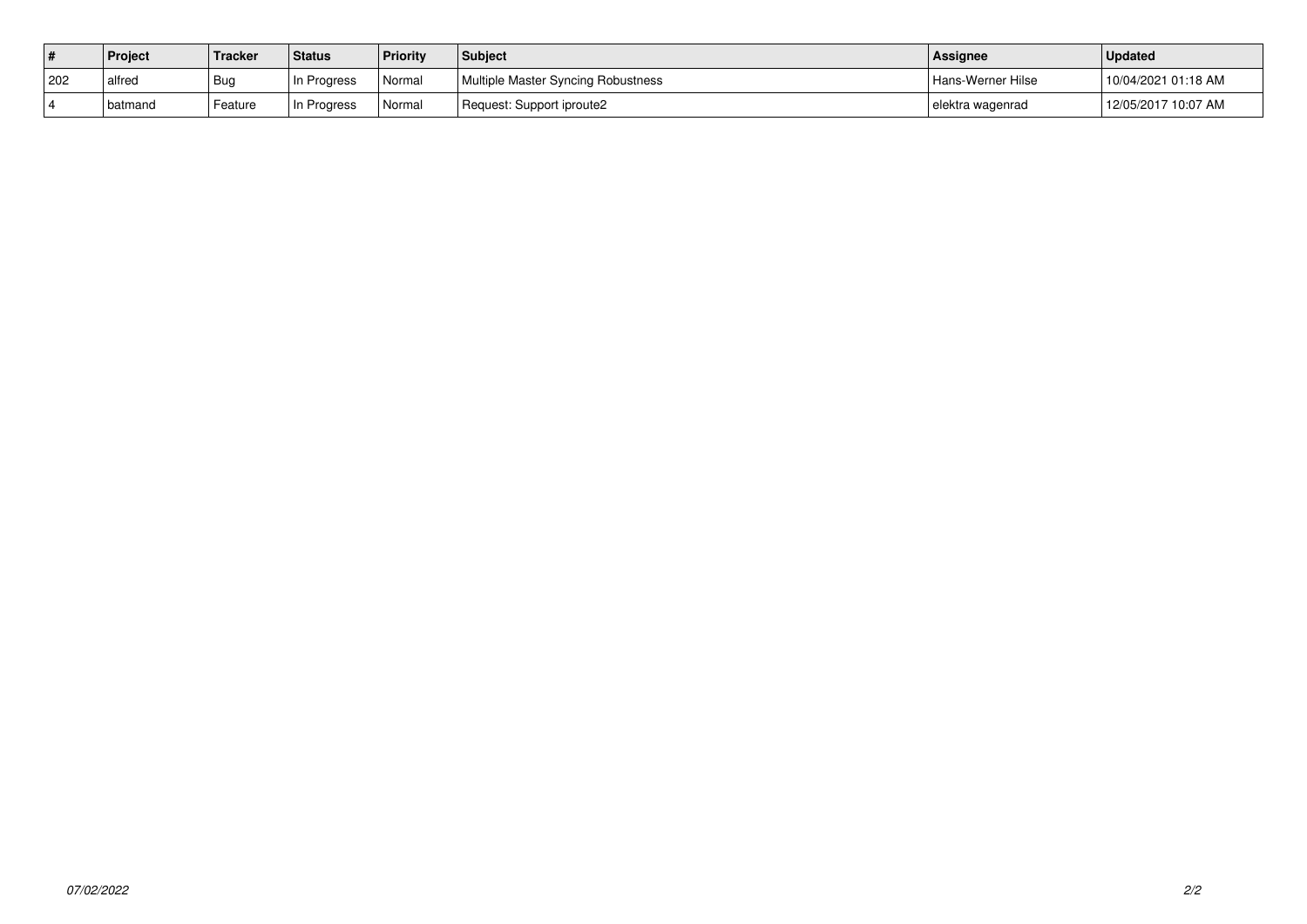| # | Project | Tracker | Status | Priority | Subject | Assignee | Updated |
|---|---|---|---|---|---|---|---|
| 202 | alfred | Bug | In Progress | Normal | Multiple Master Syncing Robustness | Hans-Werner Hilse | 10/04/2021 01:18 AM |
| 4 | batmand | Feature | In Progress | Normal | Request: Support iproute2 | elektra wagenrad | 12/05/2017 10:07 AM |